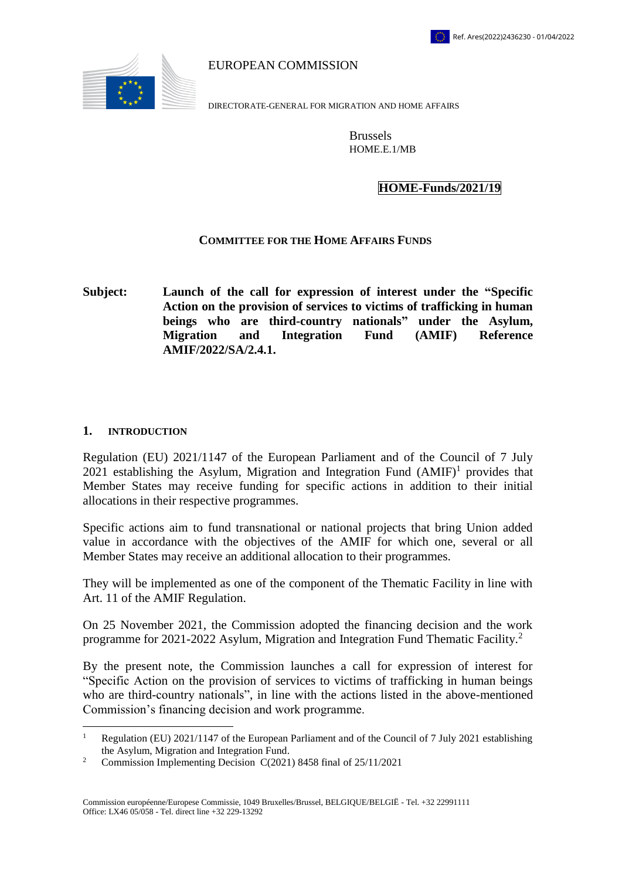Ref. Ares(2022)2436230 - 01/04/2022

EUROPEAN COMMISSION

DIRECTORATE-GENERAL FOR MIGRATION AND HOME AFFAIRS

Brussels
HOME.E.1/MB

**HOME-Funds/2021/19**

**COMMITTEE FOR THE HOME AFFAIRS FUNDS**

**Subject:** **Launch of the call for expression of interest under the "Specific Action on the provision of services to victims of trafficking in human beings who are third-country nationals" under the Asylum, Migration and Integration Fund (AMIF) Reference AMIF/2022/SA/2.4.1.**

## 1. INTRODUCTION

Regulation (EU) 2021/1147 of the European Parliament and of the Council of 7 July 2021 establishing the Asylum, Migration and Integration Fund (AMIF)[1] provides that Member States may receive funding for specific actions in addition to their initial allocations in their respective programmes.

Specific actions aim to fund transnational or national projects that bring Union added value in accordance with the objectives of the AMIF for which one, several or all Member States may receive an additional allocation to their programmes.

They will be implemented as one of the component of the Thematic Facility in line with Art. 11 of the AMIF Regulation.

On 25 November 2021, the Commission adopted the financing decision and the work programme for 2021-2022 Asylum, Migration and Integration Fund Thematic Facility.[2]

By the present note, the Commission launches a call for expression of interest for "Specific Action on the provision of services to victims of trafficking in human beings who are third-country nationals", in line with the actions listed in the above-mentioned Commission's financing decision and work programme.

[1] Regulation (EU) 2021/1147 of the European Parliament and of the Council of 7 July 2021 establishing the Asylum, Migration and Integration Fund.

[2] Commission Implementing Decision C(2021) 8458 final of 25/11/2021

Commission européenne/Europese Commissie, 1049 Bruxelles/Brussel, BELGIQUE/BELGIË - Tel. +32 22991111
Office: LX46 05/058 - Tel. direct line +32 229-13292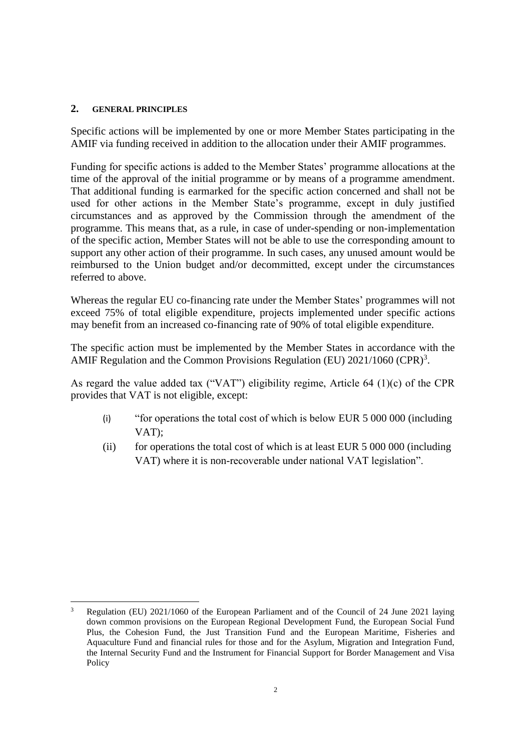## 2. GENERAL PRINCIPLES

Specific actions will be implemented by one or more Member States participating in the AMIF via funding received in addition to the allocation under their AMIF programmes.

Funding for specific actions is added to the Member States' programme allocations at the time of the approval of the initial programme or by means of a programme amendment. That additional funding is earmarked for the specific action concerned and shall not be used for other actions in the Member State's programme, except in duly justified circumstances and as approved by the Commission through the amendment of the programme. This means that, as a rule, in case of under-spending or non-implementation of the specific action, Member States will not be able to use the corresponding amount to support any other action of their programme. In such cases, any unused amount would be reimbursed to the Union budget and/or decommitted, except under the circumstances referred to above.

Whereas the regular EU co-financing rate under the Member States' programmes will not exceed 75% of total eligible expenditure, projects implemented under specific actions may benefit from an increased co-financing rate of 90% of total eligible expenditure.

The specific action must be implemented by the Member States in accordance with the AMIF Regulation and the Common Provisions Regulation (EU) 2021/1060 (CPR)[3].

As regard the value added tax ("VAT") eligibility regime, Article 64 (1)(c) of the CPR provides that VAT is not eligible, except:

(i) "for operations the total cost of which is below EUR 5 000 000 (including VAT);

(ii) for operations the total cost of which is at least EUR 5 000 000 (including VAT) where it is non-recoverable under national VAT legislation".

[3] Regulation (EU) 2021/1060 of the European Parliament and of the Council of 24 June 2021 laying down common provisions on the European Regional Development Fund, the European Social Fund Plus, the Cohesion Fund, the Just Transition Fund and the European Maritime, Fisheries and Aquaculture Fund and financial rules for those and for the Asylum, Migration and Integration Fund, the Internal Security Fund and the Instrument for Financial Support for Border Management and Visa Policy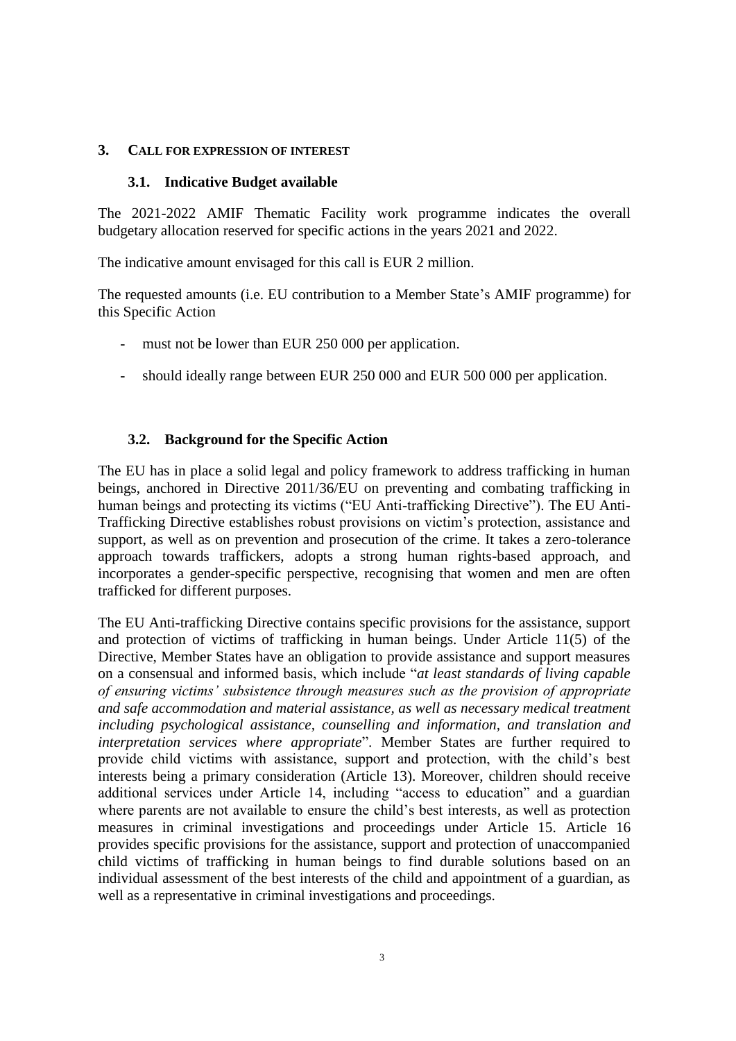## 3. CALL FOR EXPRESSION OF INTEREST

### 3.1. Indicative Budget available

The 2021-2022 AMIF Thematic Facility work programme indicates the overall budgetary allocation reserved for specific actions in the years 2021 and 2022.

The indicative amount envisaged for this call is EUR 2 million.

The requested amounts (i.e. EU contribution to a Member State's AMIF programme) for this Specific Action

- must not be lower than EUR 250 000 per application.
- should ideally range between EUR 250 000 and EUR 500 000 per application.

### 3.2. Background for the Specific Action

The EU has in place a solid legal and policy framework to address trafficking in human beings, anchored in Directive 2011/36/EU on preventing and combating trafficking in human beings and protecting its victims ("EU Anti-trafficking Directive"). The EU Anti-Trafficking Directive establishes robust provisions on victim's protection, assistance and support, as well as on prevention and prosecution of the crime. It takes a zero-tolerance approach towards traffickers, adopts a strong human rights-based approach, and incorporates a gender-specific perspective, recognising that women and men are often trafficked for different purposes.

The EU Anti-trafficking Directive contains specific provisions for the assistance, support and protection of victims of trafficking in human beings. Under Article 11(5) of the Directive, Member States have an obligation to provide assistance and support measures on a consensual and informed basis, which include "*at least standards of living capable of ensuring victims' subsistence through measures such as the provision of appropriate and safe accommodation and material assistance, as well as necessary medical treatment including psychological assistance, counselling and information, and translation and interpretation services where appropriate*". Member States are further required to provide child victims with assistance, support and protection, with the child's best interests being a primary consideration (Article 13). Moreover, children should receive additional services under Article 14, including "access to education" and a guardian where parents are not available to ensure the child's best interests, as well as protection measures in criminal investigations and proceedings under Article 15. Article 16 provides specific provisions for the assistance, support and protection of unaccompanied child victims of trafficking in human beings to find durable solutions based on an individual assessment of the best interests of the child and appointment of a guardian, as well as a representative in criminal investigations and proceedings.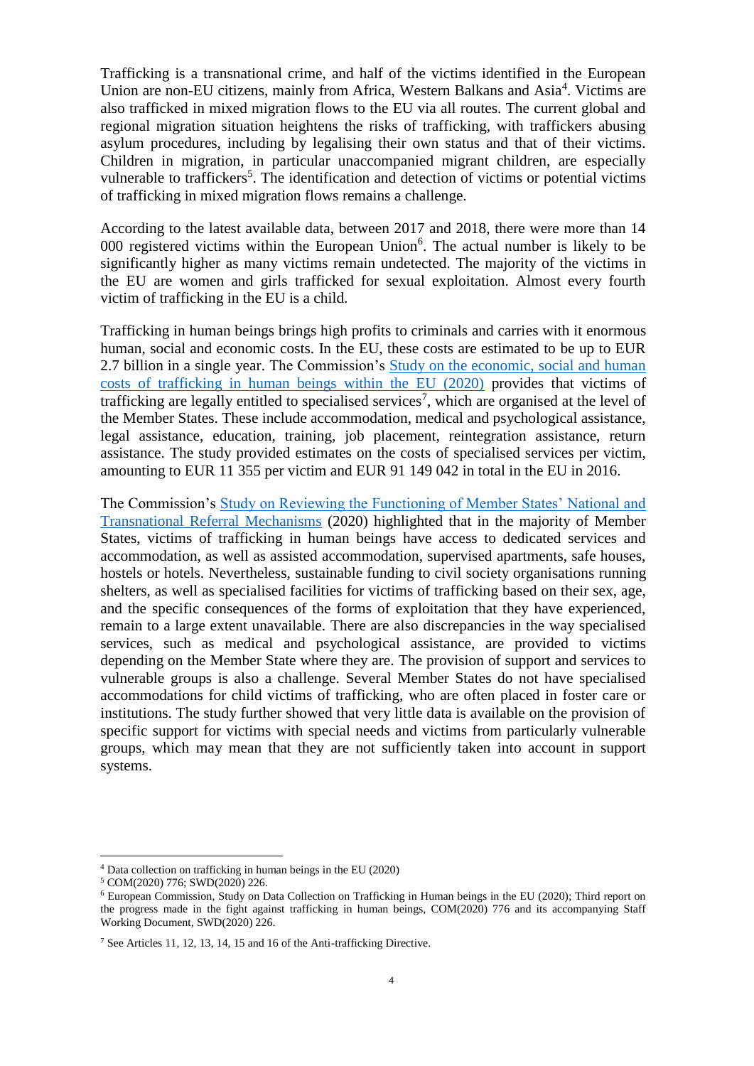Trafficking is a transnational crime, and half of the victims identified in the European Union are non-EU citizens, mainly from Africa, Western Balkans and Asia[4]. Victims are also trafficked in mixed migration flows to the EU via all routes. The current global and regional migration situation heightens the risks of trafficking, with traffickers abusing asylum procedures, including by legalising their own status and that of their victims. Children in migration, in particular unaccompanied migrant children, are especially vulnerable to traffickers[5]. The identification and detection of victims or potential victims of trafficking in mixed migration flows remains a challenge.

According to the latest available data, between 2017 and 2018, there were more than 14 000 registered victims within the European Union[6]. The actual number is likely to be significantly higher as many victims remain undetected. The majority of the victims in the EU are women and girls trafficked for sexual exploitation. Almost every fourth victim of trafficking in the EU is a child.

Trafficking in human beings brings high profits to criminals and carries with it enormous human, social and economic costs. In the EU, these costs are estimated to be up to EUR 2.7 billion in a single year. The Commission's [Study on the economic, social and human costs of trafficking in human beings within the EU (2020)] provides that victims of trafficking are legally entitled to specialised services[7], which are organised at the level of the Member States. These include accommodation, medical and psychological assistance, legal assistance, education, training, job placement, reintegration assistance, return assistance. The study provided estimates on the costs of specialised services per victim, amounting to EUR 11 355 per victim and EUR 91 149 042 in total in the EU in 2016.

The Commission's [Study on Reviewing the Functioning of Member States' National and Transnational Referral Mechanisms] (2020) highlighted that in the majority of Member States, victims of trafficking in human beings have access to dedicated services and accommodation, as well as assisted accommodation, supervised apartments, safe houses, hostels or hotels. Nevertheless, sustainable funding to civil society organisations running shelters, as well as specialised facilities for victims of trafficking based on their sex, age, and the specific consequences of the forms of exploitation that they have experienced, remain to a large extent unavailable. There are also discrepancies in the way specialised services, such as medical and psychological assistance, are provided to victims depending on the Member State where they are. The provision of support and services to vulnerable groups is also a challenge. Several Member States do not have specialised accommodations for child victims of trafficking, who are often placed in foster care or institutions. The study further showed that very little data is available on the provision of specific support for victims with special needs and victims from particularly vulnerable groups, which may mean that they are not sufficiently taken into account in support systems.

---

[4] Data collection on trafficking in human beings in the EU (2020)

[5] COM(2020) 776; SWD(2020) 226.

[6] European Commission, Study on Data Collection on Trafficking in Human beings in the EU (2020); Third report on the progress made in the fight against trafficking in human beings, COM(2020) 776 and its accompanying Staff Working Document, SWD(2020) 226.

[7] See Articles 11, 12, 13, 14, 15 and 16 of the Anti-trafficking Directive.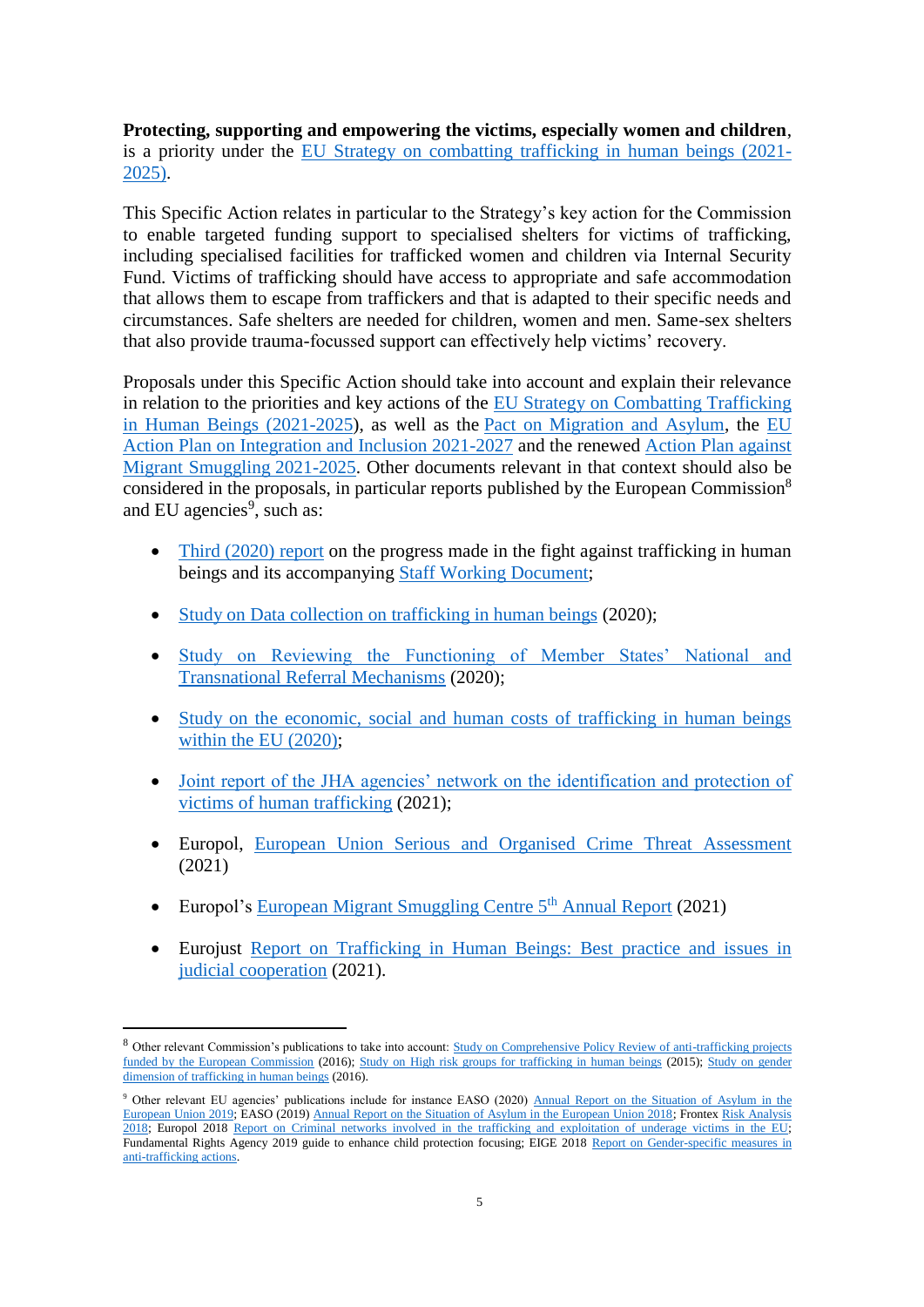**Protecting, supporting and empowering the victims, especially women and children**, is a priority under the EU Strategy on combatting trafficking in human beings (2021-2025).

This Specific Action relates in particular to the Strategy's key action for the Commission to enable targeted funding support to specialised shelters for victims of trafficking, including specialised facilities for trafficked women and children via Internal Security Fund. Victims of trafficking should have access to appropriate and safe accommodation that allows them to escape from traffickers and that is adapted to their specific needs and circumstances. Safe shelters are needed for children, women and men. Same-sex shelters that also provide trauma-focussed support can effectively help victims' recovery.

Proposals under this Specific Action should take into account and explain their relevance in relation to the priorities and key actions of the EU Strategy on Combatting Trafficking in Human Beings (2021-2025), as well as the Pact on Migration and Asylum, the EU Action Plan on Integration and Inclusion 2021-2027 and the renewed Action Plan against Migrant Smuggling 2021-2025. Other documents relevant in that context should also be considered in the proposals, in particular reports published by the European Commission[8] and EU agencies[9], such as:

- Third (2020) report on the progress made in the fight against trafficking in human beings and its accompanying Staff Working Document;
- Study on Data collection on trafficking in human beings (2020);
- Study on Reviewing the Functioning of Member States' National and Transnational Referral Mechanisms (2020);
- Study on the economic, social and human costs of trafficking in human beings within the EU (2020);
- Joint report of the JHA agencies' network on the identification and protection of victims of human trafficking (2021);
- Europol, European Union Serious and Organised Crime Threat Assessment (2021)
- Europol's European Migrant Smuggling Centre 5th Annual Report (2021)
- Eurojust Report on Trafficking in Human Beings: Best practice and issues in judicial cooperation (2021).

---

[8] Other relevant Commission's publications to take into account: Study on Comprehensive Policy Review of anti-trafficking projects funded by the European Commission (2016); Study on High risk groups for trafficking in human beings (2015); Study on gender dimension of trafficking in human beings (2016).

[9] Other relevant EU agencies' publications include for instance EASO (2020) Annual Report on the Situation of Asylum in the European Union 2019; EASO (2019) Annual Report on the Situation of Asylum in the European Union 2018; Frontex Risk Analysis 2018; Europol 2018 Report on Criminal networks involved in the trafficking and exploitation of underage victims in the EU; Fundamental Rights Agency 2019 guide to enhance child protection focusing; EIGE 2018 Report on Gender-specific measures in anti-trafficking actions.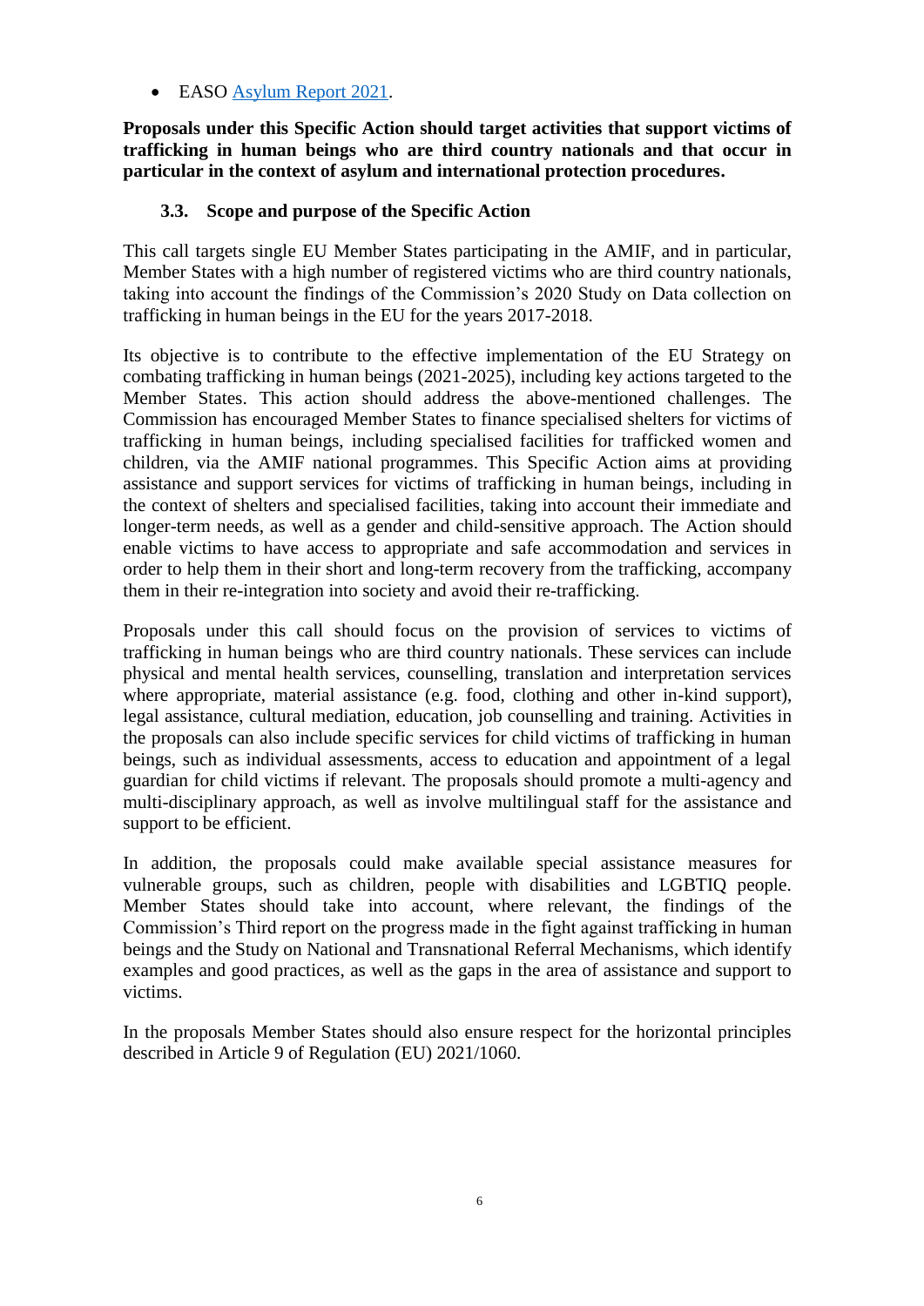- EASO [Asylum Report 2021](#).

**Proposals under this Specific Action should target activities that support victims of trafficking in human beings who are third country nationals and that occur in particular in the context of asylum and international protection procedures.**

### 3.3. Scope and purpose of the Specific Action

This call targets single EU Member States participating in the AMIF, and in particular, Member States with a high number of registered victims who are third country nationals, taking into account the findings of the Commission's 2020 Study on Data collection on trafficking in human beings in the EU for the years 2017-2018.

Its objective is to contribute to the effective implementation of the EU Strategy on combating trafficking in human beings (2021-2025), including key actions targeted to the Member States. This action should address the above-mentioned challenges. The Commission has encouraged Member States to finance specialised shelters for victims of trafficking in human beings, including specialised facilities for trafficked women and children, via the AMIF national programmes. This Specific Action aims at providing assistance and support services for victims of trafficking in human beings, including in the context of shelters and specialised facilities, taking into account their immediate and longer-term needs, as well as a gender and child-sensitive approach. The Action should enable victims to have access to appropriate and safe accommodation and services in order to help them in their short and long-term recovery from the trafficking, accompany them in their re-integration into society and avoid their re-trafficking.

Proposals under this call should focus on the provision of services to victims of trafficking in human beings who are third country nationals. These services can include physical and mental health services, counselling, translation and interpretation services where appropriate, material assistance (e.g. food, clothing and other in-kind support), legal assistance, cultural mediation, education, job counselling and training. Activities in the proposals can also include specific services for child victims of trafficking in human beings, such as individual assessments, access to education and appointment of a legal guardian for child victims if relevant. The proposals should promote a multi-agency and multi-disciplinary approach, as well as involve multilingual staff for the assistance and support to be efficient.

In addition, the proposals could make available special assistance measures for vulnerable groups, such as children, people with disabilities and LGBTIQ people. Member States should take into account, where relevant, the findings of the Commission's Third report on the progress made in the fight against trafficking in human beings and the Study on National and Transnational Referral Mechanisms, which identify examples and good practices, as well as the gaps in the area of assistance and support to victims.

In the proposals Member States should also ensure respect for the horizontal principles described in Article 9 of Regulation (EU) 2021/1060.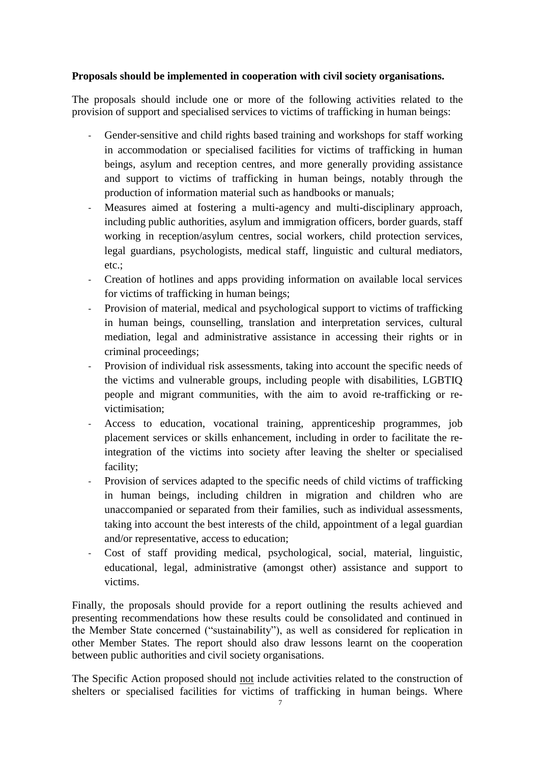**Proposals should be implemented in cooperation with civil society organisations.**

The proposals should include one or more of the following activities related to the provision of support and specialised services to victims of trafficking in human beings:

- Gender-sensitive and child rights based training and workshops for staff working in accommodation or specialised facilities for victims of trafficking in human beings, asylum and reception centres, and more generally providing assistance and support to victims of trafficking in human beings, notably through the production of information material such as handbooks or manuals;
- Measures aimed at fostering a multi-agency and multi-disciplinary approach, including public authorities, asylum and immigration officers, border guards, staff working in reception/asylum centres, social workers, child protection services, legal guardians, psychologists, medical staff, linguistic and cultural mediators, etc.;
- Creation of hotlines and apps providing information on available local services for victims of trafficking in human beings;
- Provision of material, medical and psychological support to victims of trafficking in human beings, counselling, translation and interpretation services, cultural mediation, legal and administrative assistance in accessing their rights or in criminal proceedings;
- Provision of individual risk assessments, taking into account the specific needs of the victims and vulnerable groups, including people with disabilities, LGBTIQ people and migrant communities, with the aim to avoid re-trafficking or re-victimisation;
- Access to education, vocational training, apprenticeship programmes, job placement services or skills enhancement, including in order to facilitate the re-integration of the victims into society after leaving the shelter or specialised facility;
- Provision of services adapted to the specific needs of child victims of trafficking in human beings, including children in migration and children who are unaccompanied or separated from their families, such as individual assessments, taking into account the best interests of the child, appointment of a legal guardian and/or representative, access to education;
- Cost of staff providing medical, psychological, social, material, linguistic, educational, legal, administrative (amongst other) assistance and support to victims.

Finally, the proposals should provide for a report outlining the results achieved and presenting recommendations how these results could be consolidated and continued in the Member State concerned ("sustainability"), as well as considered for replication in other Member States. The report should also draw lessons learnt on the cooperation between public authorities and civil society organisations.

The Specific Action proposed should not include activities related to the construction of shelters or specialised facilities for victims of trafficking in human beings. Where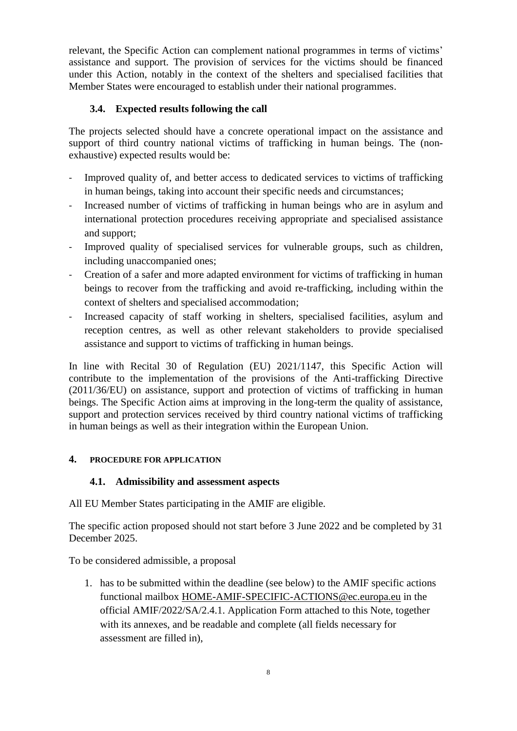relevant, the Specific Action can complement national programmes in terms of victims' assistance and support. The provision of services for the victims should be financed under this Action, notably in the context of the shelters and specialised facilities that Member States were encouraged to establish under their national programmes.

### 3.4. Expected results following the call

The projects selected should have a concrete operational impact on the assistance and support of third country national victims of trafficking in human beings. The (non-exhaustive) expected results would be:

- Improved quality of, and better access to dedicated services to victims of trafficking in human beings, taking into account their specific needs and circumstances;
- Increased number of victims of trafficking in human beings who are in asylum and international protection procedures receiving appropriate and specialised assistance and support;
- Improved quality of specialised services for vulnerable groups, such as children, including unaccompanied ones;
- Creation of a safer and more adapted environment for victims of trafficking in human beings to recover from the trafficking and avoid re-trafficking, including within the context of shelters and specialised accommodation;
- Increased capacity of staff working in shelters, specialised facilities, asylum and reception centres, as well as other relevant stakeholders to provide specialised assistance and support to victims of trafficking in human beings.

In line with Recital 30 of Regulation (EU) 2021/1147, this Specific Action will contribute to the implementation of the provisions of the Anti-trafficking Directive (2011/36/EU) on assistance, support and protection of victims of trafficking in human beings. The Specific Action aims at improving in the long-term the quality of assistance, support and protection services received by third country national victims of trafficking in human beings as well as their integration within the European Union.

## 4. PROCEDURE FOR APPLICATION

### 4.1. Admissibility and assessment aspects

All EU Member States participating in the AMIF are eligible.

The specific action proposed should not start before 3 June 2022 and be completed by 31 December 2025.

To be considered admissible, a proposal

1. has to be submitted within the deadline (see below) to the AMIF specific actions functional mailbox HOME-AMIF-SPECIFIC-ACTIONS@ec.europa.eu in the official AMIF/2022/SA/2.4.1. Application Form attached to this Note, together with its annexes, and be readable and complete (all fields necessary for assessment are filled in),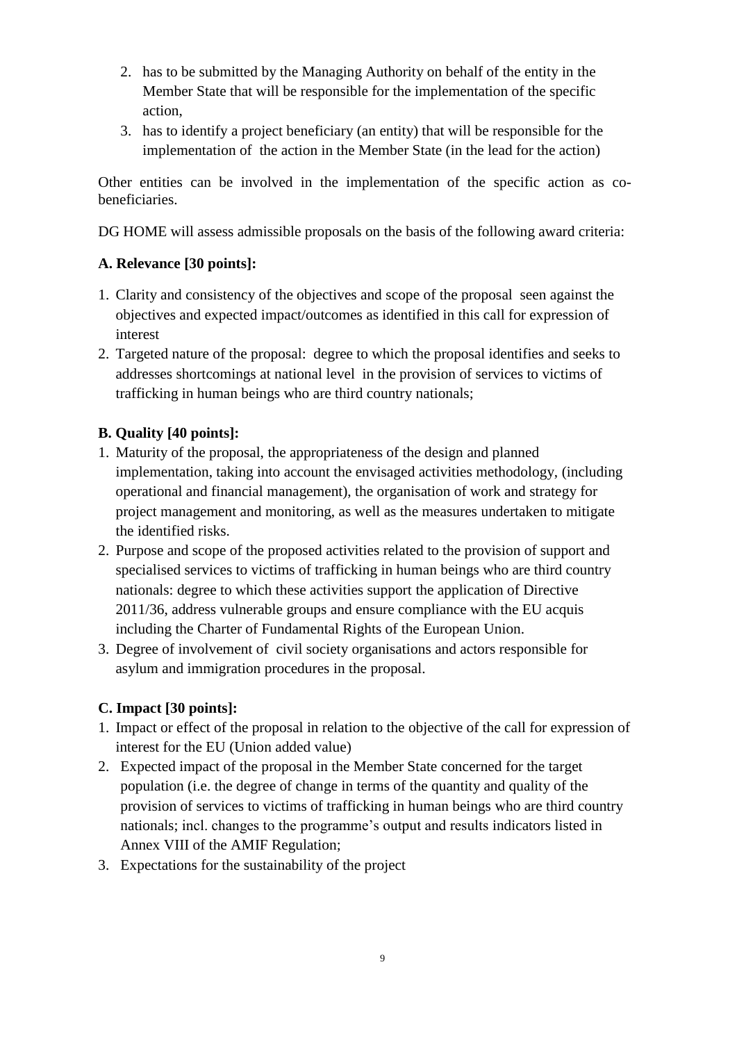2. has to be submitted by the Managing Authority on behalf of the entity in the Member State that will be responsible for the implementation of the specific action,
3. has to identify a project beneficiary (an entity) that will be responsible for the implementation of the action in the Member State (in the lead for the action)

Other entities can be involved in the implementation of the specific action as co-beneficiaries.

DG HOME will assess admissible proposals on the basis of the following award criteria:

**A. Relevance [30 points]:**

1. Clarity and consistency of the objectives and scope of the proposal seen against the objectives and expected impact/outcomes as identified in this call for expression of interest
2. Targeted nature of the proposal: degree to which the proposal identifies and seeks to addresses shortcomings at national level in the provision of services to victims of trafficking in human beings who are third country nationals;

**B. Quality [40 points]:**

1. Maturity of the proposal, the appropriateness of the design and planned implementation, taking into account the envisaged activities methodology, (including operational and financial management), the organisation of work and strategy for project management and monitoring, as well as the measures undertaken to mitigate the identified risks.
2. Purpose and scope of the proposed activities related to the provision of support and specialised services to victims of trafficking in human beings who are third country nationals: degree to which these activities support the application of Directive 2011/36, address vulnerable groups and ensure compliance with the EU acquis including the Charter of Fundamental Rights of the European Union.
3. Degree of involvement of civil society organisations and actors responsible for asylum and immigration procedures in the proposal.

**C. Impact [30 points]:**

1. Impact or effect of the proposal in relation to the objective of the call for expression of interest for the EU (Union added value)
2. Expected impact of the proposal in the Member State concerned for the target population (i.e. the degree of change in terms of the quantity and quality of the provision of services to victims of trafficking in human beings who are third country nationals; incl. changes to the programme's output and results indicators listed in Annex VIII of the AMIF Regulation;
3. Expectations for the sustainability of the project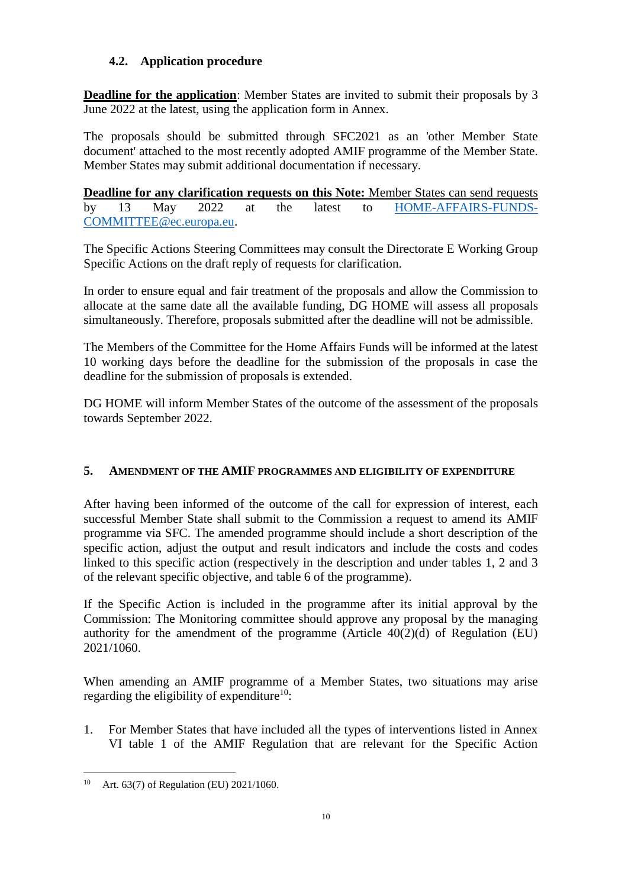### 4.2. Application procedure

**Deadline for the application**: Member States are invited to submit their proposals by 3 June 2022 at the latest, using the application form in Annex.

The proposals should be submitted through SFC2021 as an 'other Member State document' attached to the most recently adopted AMIF programme of the Member State. Member States may submit additional documentation if necessary.

**Deadline for any clarification requests on this Note:** Member States can send requests by 13 May 2022 at the latest to HOME-AFFAIRS-FUNDS-COMMITTEE@ec.europa.eu.

The Specific Actions Steering Committees may consult the Directorate E Working Group Specific Actions on the draft reply of requests for clarification.

In order to ensure equal and fair treatment of the proposals and allow the Commission to allocate at the same date all the available funding, DG HOME will assess all proposals simultaneously. Therefore, proposals submitted after the deadline will not be admissible.

The Members of the Committee for the Home Affairs Funds will be informed at the latest 10 working days before the deadline for the submission of the proposals in case the deadline for the submission of proposals is extended.

DG HOME will inform Member States of the outcome of the assessment of the proposals towards September 2022.

## 5. AMENDMENT OF THE AMIF PROGRAMMES AND ELIGIBILITY OF EXPENDITURE

After having been informed of the outcome of the call for expression of interest, each successful Member State shall submit to the Commission a request to amend its AMIF programme via SFC. The amended programme should include a short description of the specific action, adjust the output and result indicators and include the costs and codes linked to this specific action (respectively in the description and under tables 1, 2 and 3 of the relevant specific objective, and table 6 of the programme).

If the Specific Action is included in the programme after its initial approval by the Commission: The Monitoring committee should approve any proposal by the managing authority for the amendment of the programme (Article 40(2)(d) of Regulation (EU) 2021/1060.

When amending an AMIF programme of a Member States, two situations may arise regarding the eligibility of expenditure[10]:

1. For Member States that have included all the types of interventions listed in Annex VI table 1 of the AMIF Regulation that are relevant for the Specific Action

[10] Art. 63(7) of Regulation (EU) 2021/1060.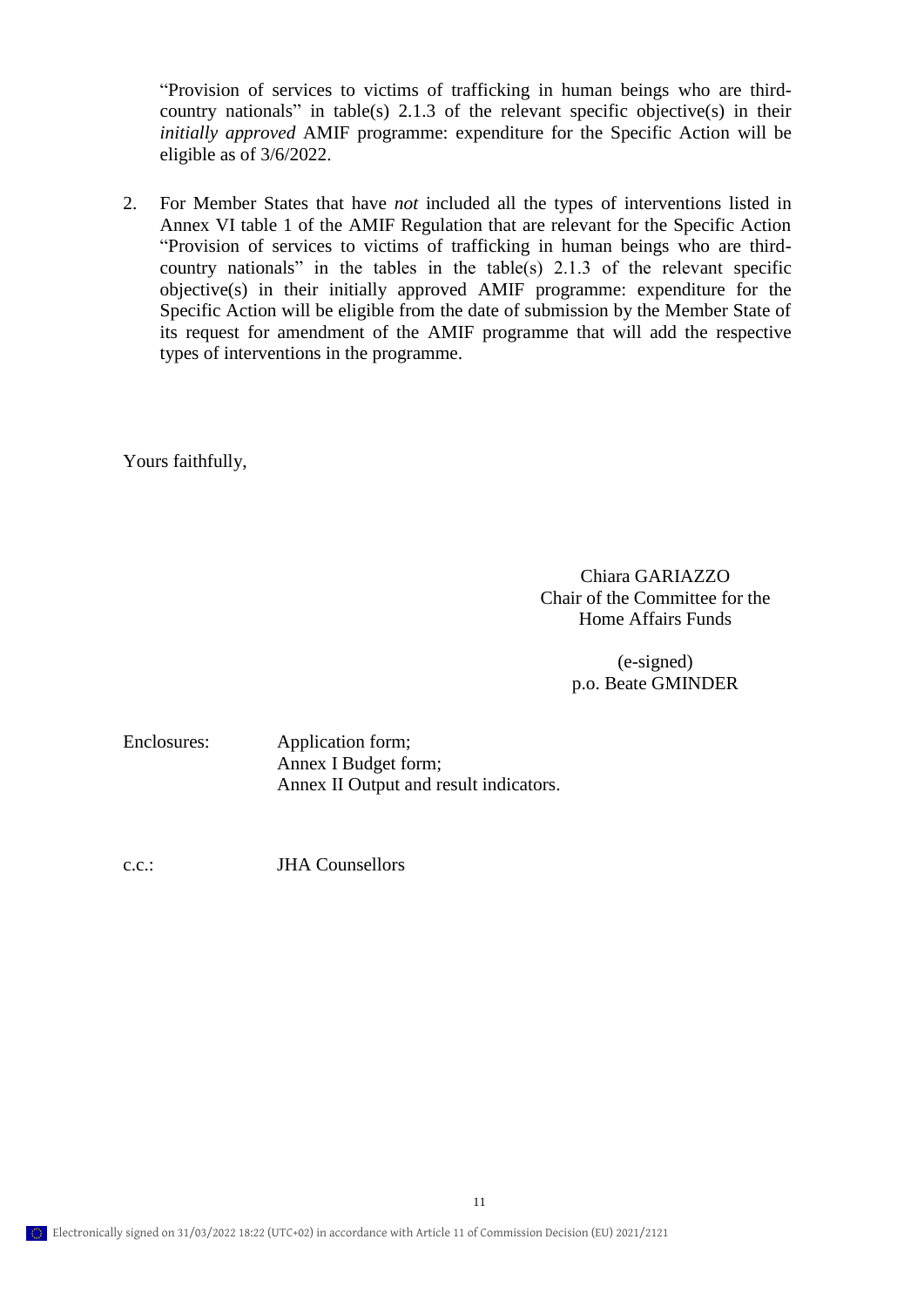"Provision of services to victims of trafficking in human beings who are third-country nationals" in table(s) 2.1.3 of the relevant specific objective(s) in their *initially approved* AMIF programme: expenditure for the Specific Action will be eligible as of 3/6/2022.

2. For Member States that have *not* included all the types of interventions listed in Annex VI table 1 of the AMIF Regulation that are relevant for the Specific Action "Provision of services to victims of trafficking in human beings who are third-country nationals" in the tables in the table(s) 2.1.3 of the relevant specific objective(s) in their initially approved AMIF programme: expenditure for the Specific Action will be eligible from the date of submission by the Member State of its request for amendment of the AMIF programme that will add the respective types of interventions in the programme.

Yours faithfully,

Chiara GARIAZZO
Chair of the Committee for the
Home Affairs Funds

(e-signed)
p.o. Beate GMINDER

Enclosures: Application form;
Annex I Budget form;
Annex II Output and result indicators.

c.c.: JHA Counsellors

Electronically signed on 31/03/2022 18:22 (UTC+02) in accordance with Article 11 of Commission Decision (EU) 2021/2121